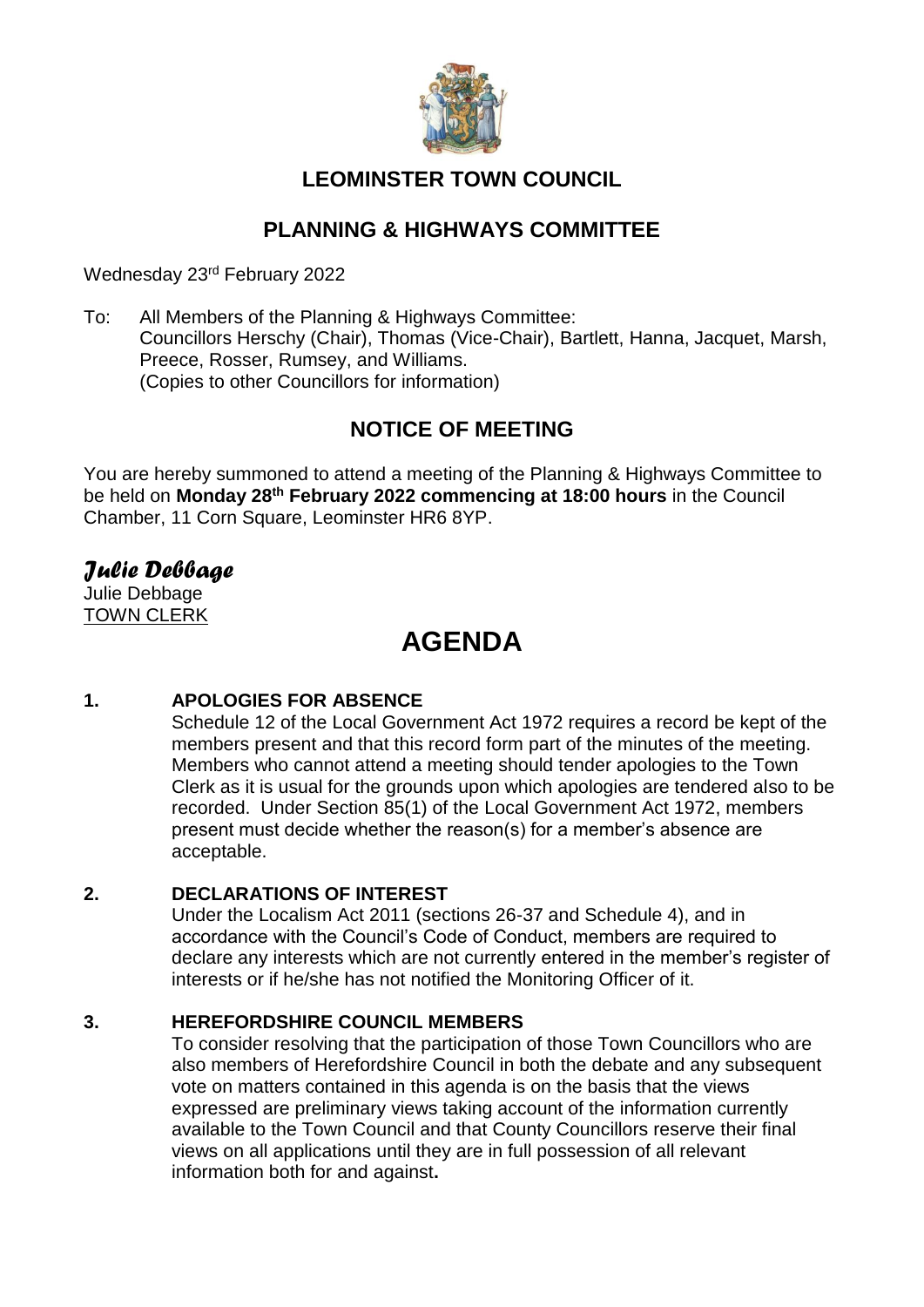# LEOMINSTER TOWN COUNCIL

## PLANNING & HIGHWAYS COMMITTEE

Wednesday 23rd February 2022

To: All Members of the Planning & Highways Committee:
Councillors Herschy (Chair), Thomas (Vice-Chair), Bartlett, Hanna, Jacquet, Marsh, Preece, Rosser, Rumsey, and Williams.
(Copies to other Councillors for information)

## NOTICE OF MEETING

You are hereby summoned to attend a meeting of the Planning & Highways Committee to be held on **Monday 28th February 2022 commencing at 18:00 hours** in the Council Chamber, 11 Corn Square, Leominster HR6 8YP.

*Julie Debbage*

Julie Debbage
TOWN CLERK

# AGENDA

**1. APOLOGIES FOR ABSENCE**

Schedule 12 of the Local Government Act 1972 requires a record be kept of the members present and that this record form part of the minutes of the meeting. Members who cannot attend a meeting should tender apologies to the Town Clerk as it is usual for the grounds upon which apologies are tendered also to be recorded. Under Section 85(1) of the Local Government Act 1972, members present must decide whether the reason(s) for a member's absence are acceptable.

**2. DECLARATIONS OF INTEREST**

Under the Localism Act 2011 (sections 26-37 and Schedule 4), and in accordance with the Council's Code of Conduct, members are required to declare any interests which are not currently entered in the member's register of interests or if he/she has not notified the Monitoring Officer of it.

**3. HEREFORDSHIRE COUNCIL MEMBERS**

To consider resolving that the participation of those Town Councillors who are also members of Herefordshire Council in both the debate and any subsequent vote on matters contained in this agenda is on the basis that the views expressed are preliminary views taking account of the information currently available to the Town Council and that County Councillors reserve their final views on all applications until they are in full possession of all relevant information both for and against**.**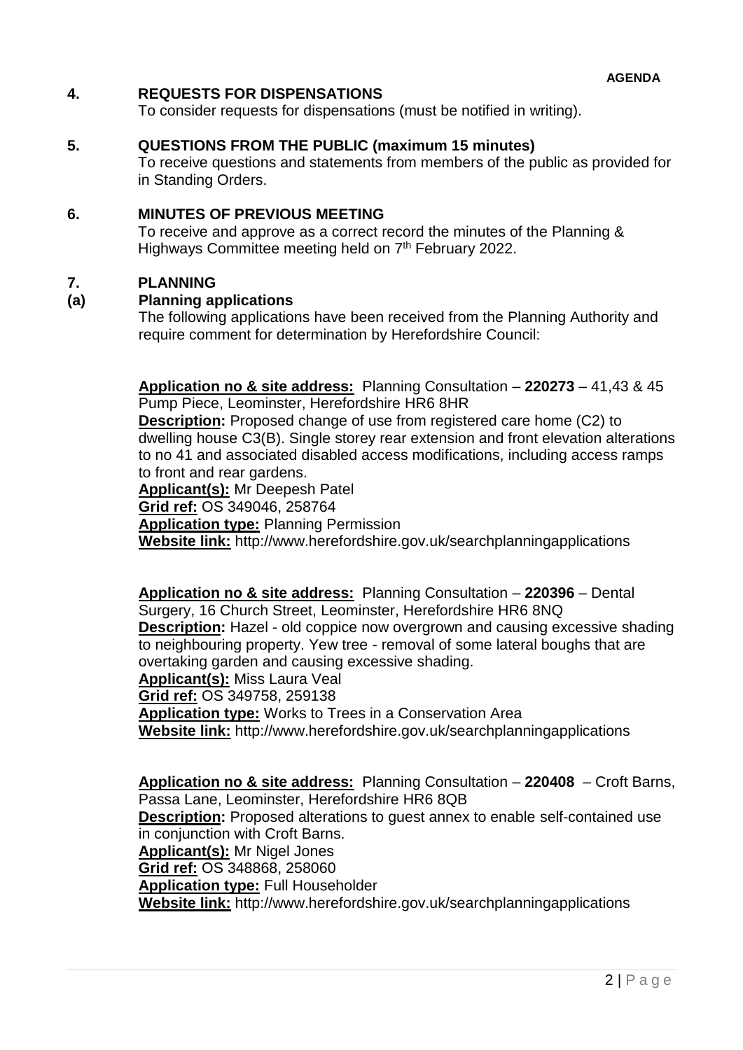## 4. REQUESTS FOR DISPENSATIONS

To consider requests for dispensations (must be notified in writing).

## 5. QUESTIONS FROM THE PUBLIC (maximum 15 minutes)

To receive questions and statements from members of the public as provided for in Standing Orders.

## 6. MINUTES OF PREVIOUS MEETING

To receive and approve as a correct record the minutes of the Planning & Highways Committee meeting held on 7th February 2022.

## 7. PLANNING

### (a) Planning applications

The following applications have been received from the Planning Authority and require comment for determination by Herefordshire Council:

**Application no & site address:** Planning Consultation – **220273** – 41,43 & 45 Pump Piece, Leominster, Herefordshire HR6 8HR
**Description:** Proposed change of use from registered care home (C2) to dwelling house C3(B). Single storey rear extension and front elevation alterations to no 41 and associated disabled access modifications, including access ramps to front and rear gardens.
**Applicant(s):** Mr Deepesh Patel
**Grid ref:** OS 349046, 258764
**Application type:** Planning Permission
**Website link:** http://www.herefordshire.gov.uk/searchplanningapplications

**Application no & site address:** Planning Consultation – **220396** – Dental Surgery, 16 Church Street, Leominster, Herefordshire HR6 8NQ
**Description:** Hazel - old coppice now overgrown and causing excessive shading to neighbouring property. Yew tree - removal of some lateral boughs that are overtaking garden and causing excessive shading.
**Applicant(s):** Miss Laura Veal
**Grid ref:** OS 349758, 259138
**Application type:** Works to Trees in a Conservation Area
**Website link:** http://www.herefordshire.gov.uk/searchplanningapplications

**Application no & site address:** Planning Consultation – **220408** – Croft Barns, Passa Lane, Leominster, Herefordshire HR6 8QB
**Description:** Proposed alterations to guest annex to enable self-contained use in conjunction with Croft Barns.
**Applicant(s):** Mr Nigel Jones
**Grid ref:** OS 348868, 258060
**Application type:** Full Householder
**Website link:** http://www.herefordshire.gov.uk/searchplanningapplications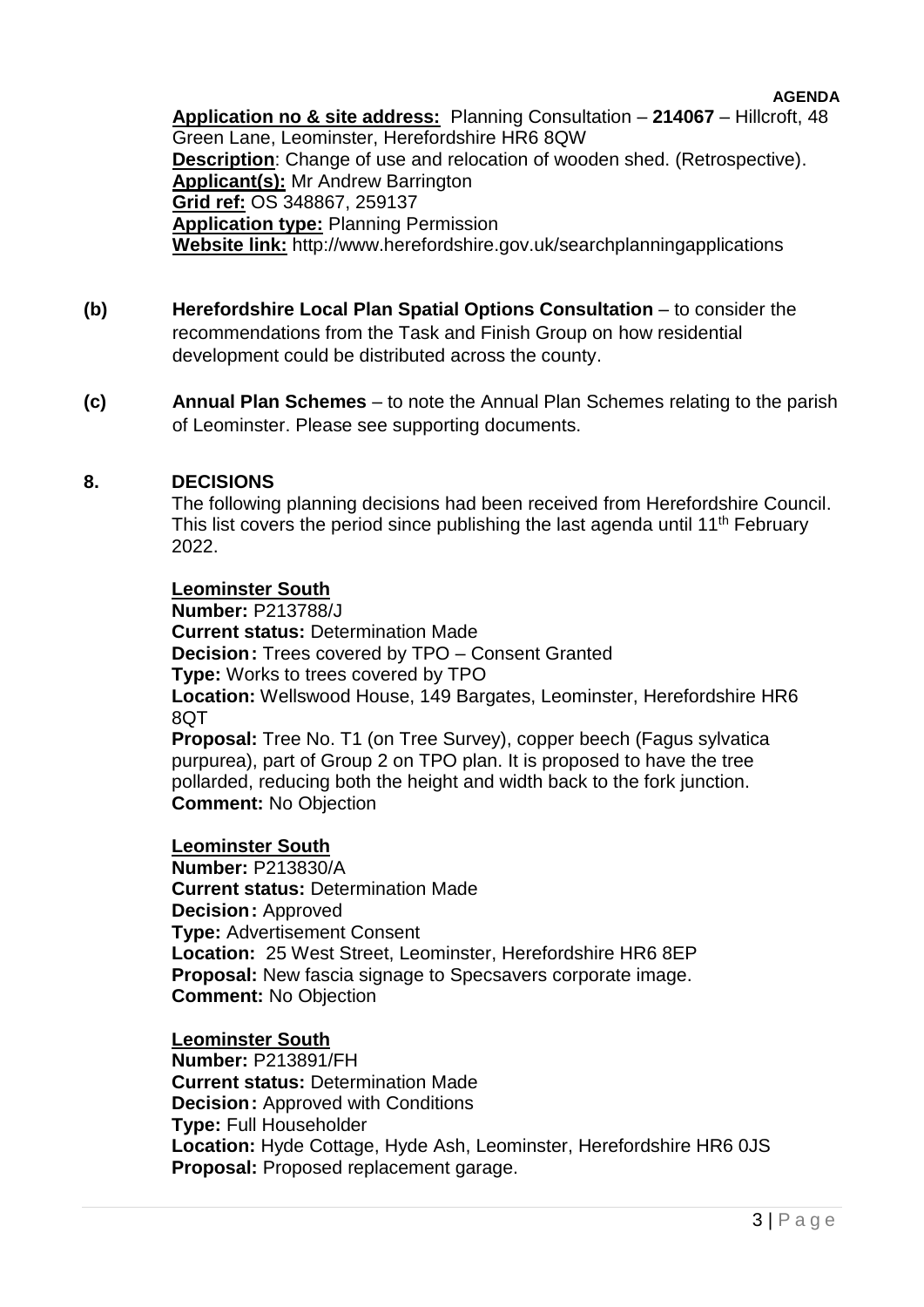**Application no & site address:** Planning Consultation – **214067** – Hillcroft, 48 Green Lane, Leominster, Herefordshire HR6 8QW
**Description**: Change of use and relocation of wooden shed. (Retrospective).
**Applicant(s):** Mr Andrew Barrington
**Grid ref:** OS 348867, 259137
**Application type:** Planning Permission
**Website link:** http://www.herefordshire.gov.uk/searchplanningapplications

**(b)** **Herefordshire Local Plan Spatial Options Consultation** – to consider the recommendations from the Task and Finish Group on how residential development could be distributed across the county.

**(c)** **Annual Plan Schemes** – to note the Annual Plan Schemes relating to the parish of Leominster. Please see supporting documents.

## 8. DECISIONS

The following planning decisions had been received from Herefordshire Council. This list covers the period since publishing the last agenda until 11th February 2022.

**Leominster South**
**Number:** P213788/J
**Current status:** Determination Made
**Decision:** Trees covered by TPO – Consent Granted
**Type:** Works to trees covered by TPO
**Location:** Wellswood House, 149 Bargates, Leominster, Herefordshire HR6 8QT
**Proposal:** Tree No. T1 (on Tree Survey), copper beech (Fagus sylvatica purpurea), part of Group 2 on TPO plan. It is proposed to have the tree pollarded, reducing both the height and width back to the fork junction.
**Comment:** No Objection

**Leominster South**
**Number:** P213830/A
**Current status:** Determination Made
**Decision:** Approved
**Type:** Advertisement Consent
**Location:** 25 West Street, Leominster, Herefordshire HR6 8EP
**Proposal:** New fascia signage to Specsavers corporate image.
**Comment:** No Objection

**Leominster South**
**Number:** P213891/FH
**Current status:** Determination Made
**Decision:** Approved with Conditions
**Type:** Full Householder
**Location:** Hyde Cottage, Hyde Ash, Leominster, Herefordshire HR6 0JS
**Proposal:** Proposed replacement garage.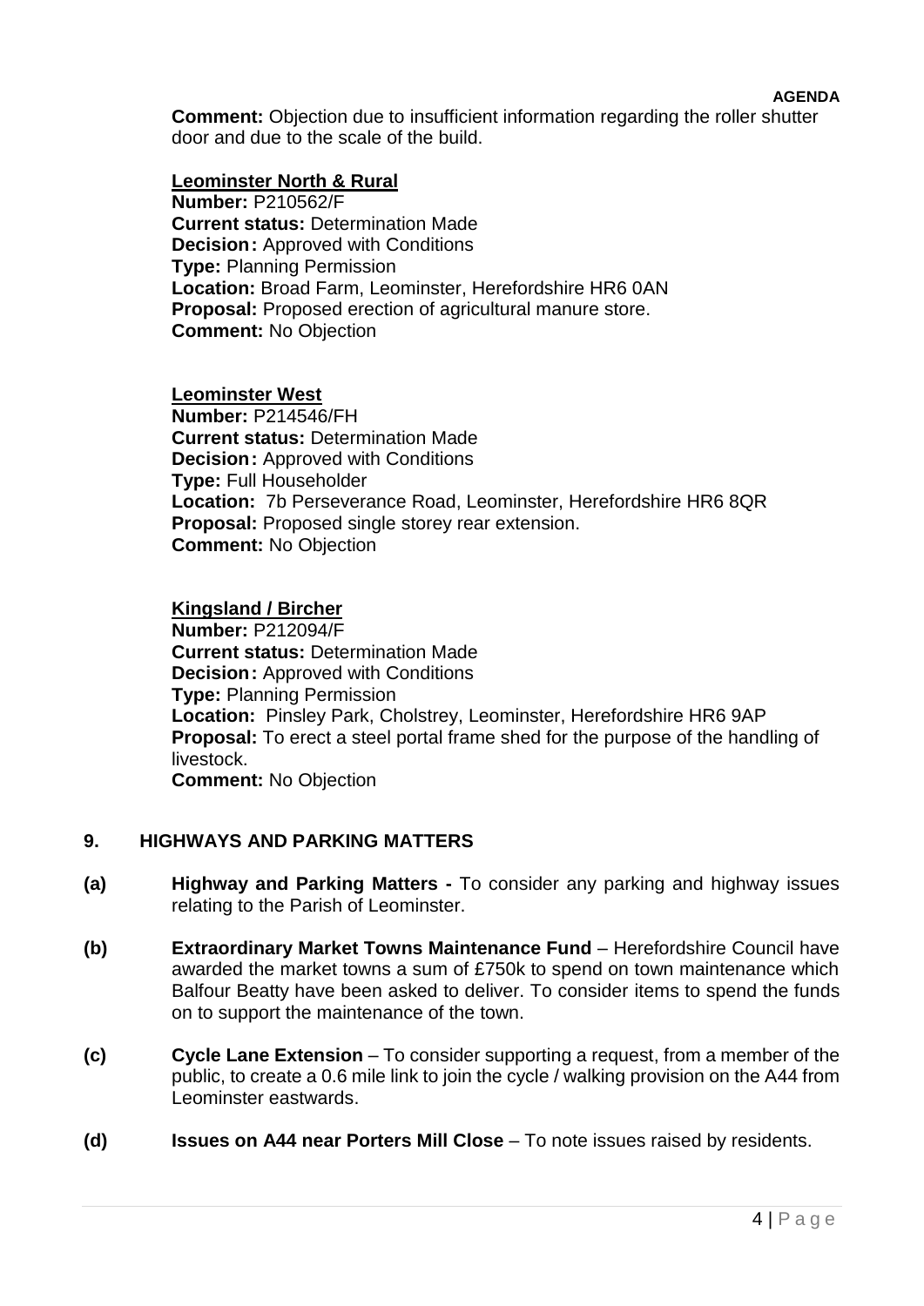**Comment:** Objection due to insufficient information regarding the roller shutter door and due to the scale of the build.

**Leominster North & Rural**

**Number:** P210562/F
**Current status:** Determination Made
**Decision:** Approved with Conditions
**Type:** Planning Permission
**Location:** Broad Farm, Leominster, Herefordshire HR6 0AN
**Proposal:** Proposed erection of agricultural manure store.
**Comment:** No Objection

**Leominster West**

**Number:** P214546/FH
**Current status:** Determination Made
**Decision:** Approved with Conditions
**Type:** Full Householder
**Location:** 7b Perseverance Road, Leominster, Herefordshire HR6 8QR
**Proposal:** Proposed single storey rear extension.
**Comment:** No Objection

**Kingsland / Bircher**

**Number:** P212094/F
**Current status:** Determination Made
**Decision:** Approved with Conditions
**Type:** Planning Permission
**Location:** Pinsley Park, Cholstrey, Leominster, Herefordshire HR6 9AP
**Proposal:** To erect a steel portal frame shed for the purpose of the handling of livestock.
**Comment:** No Objection

## 9. HIGHWAYS AND PARKING MATTERS

**(a) Highway and Parking Matters -** To consider any parking and highway issues relating to the Parish of Leominster.

**(b) Extraordinary Market Towns Maintenance Fund** – Herefordshire Council have awarded the market towns a sum of £750k to spend on town maintenance which Balfour Beatty have been asked to deliver. To consider items to spend the funds on to support the maintenance of the town.

**(c) Cycle Lane Extension** – To consider supporting a request, from a member of the public, to create a 0.6 mile link to join the cycle / walking provision on the A44 from Leominster eastwards.

**(d) Issues on A44 near Porters Mill Close** – To note issues raised by residents.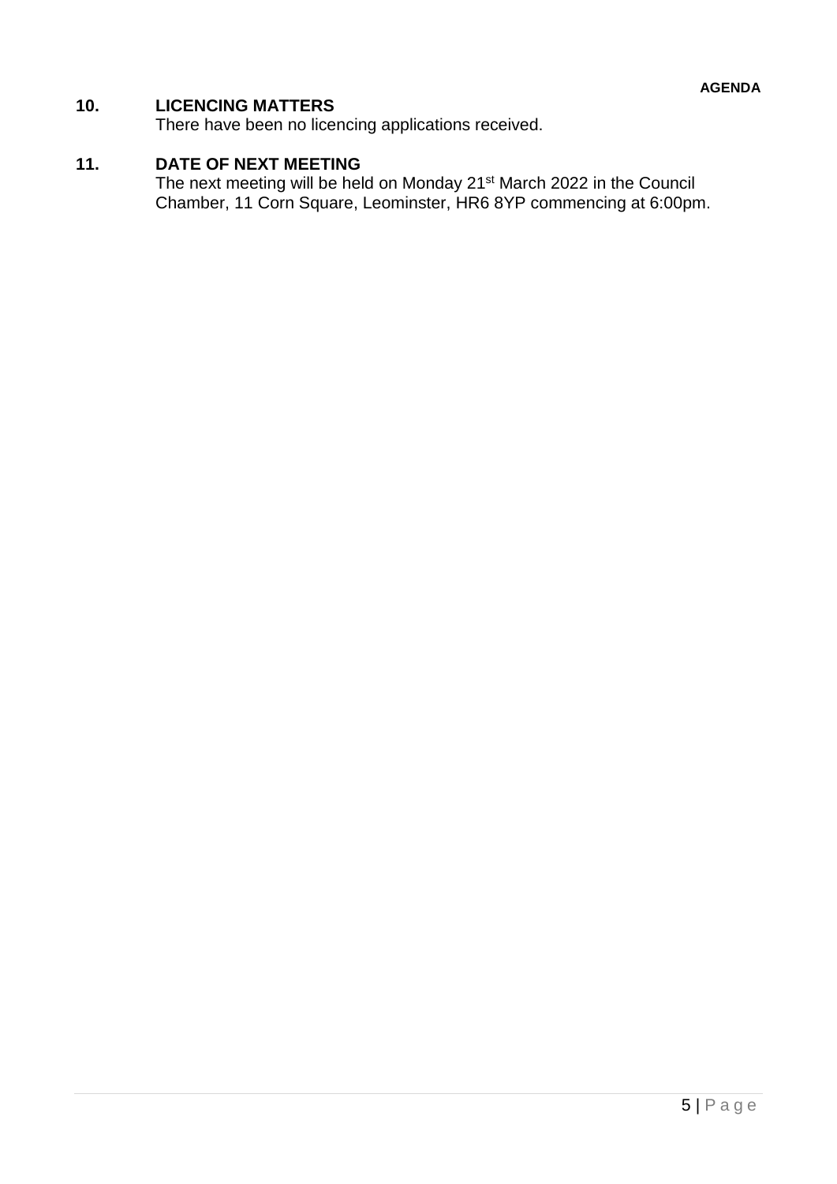## 10. LICENCING MATTERS

There have been no licencing applications received.

## 11. DATE OF NEXT MEETING

The next meeting will be held on Monday 21st March 2022 in the Council Chamber, 11 Corn Square, Leominster, HR6 8YP commencing at 6:00pm.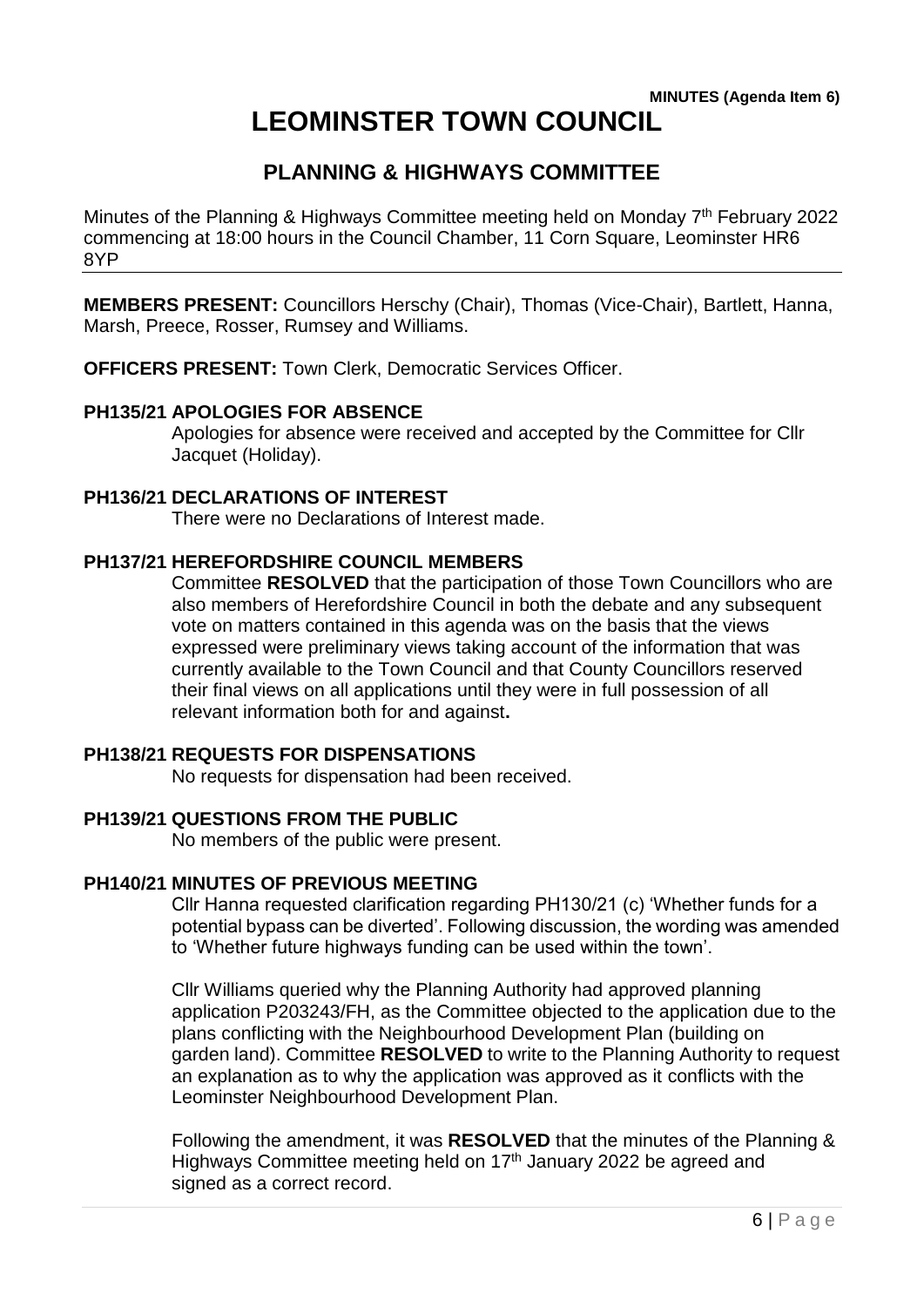**MINUTES (Agenda Item 6)**

# LEOMINSTER TOWN COUNCIL

## PLANNING & HIGHWAYS COMMITTEE

Minutes of the Planning & Highways Committee meeting held on Monday 7th February 2022 commencing at 18:00 hours in the Council Chamber, 11 Corn Square, Leominster HR6 8YP

---

**MEMBERS PRESENT:** Councillors Herschy (Chair), Thomas (Vice-Chair), Bartlett, Hanna, Marsh, Preece, Rosser, Rumsey and Williams.

**OFFICERS PRESENT:** Town Clerk, Democratic Services Officer.

### PH135/21 APOLOGIES FOR ABSENCE

Apologies for absence were received and accepted by the Committee for Cllr Jacquet (Holiday).

### PH136/21 DECLARATIONS OF INTEREST

There were no Declarations of Interest made.

### PH137/21 HEREFORDSHIRE COUNCIL MEMBERS

Committee **RESOLVED** that the participation of those Town Councillors who are also members of Herefordshire Council in both the debate and any subsequent vote on matters contained in this agenda was on the basis that the views expressed were preliminary views taking account of the information that was currently available to the Town Council and that County Councillors reserved their final views on all applications until they were in full possession of all relevant information both for and against**.**

### PH138/21 REQUESTS FOR DISPENSATIONS

No requests for dispensation had been received.

### PH139/21 QUESTIONS FROM THE PUBLIC

No members of the public were present.

### PH140/21 MINUTES OF PREVIOUS MEETING

Cllr Hanna requested clarification regarding PH130/21 (c) 'Whether funds for a potential bypass can be diverted'. Following discussion, the wording was amended to 'Whether future highways funding can be used within the town'.

Cllr Williams queried why the Planning Authority had approved planning application P203243/FH, as the Committee objected to the application due to the plans conflicting with the Neighbourhood Development Plan (building on garden land). Committee **RESOLVED** to write to the Planning Authority to request an explanation as to why the application was approved as it conflicts with the Leominster Neighbourhood Development Plan.

Following the amendment, it was **RESOLVED** that the minutes of the Planning & Highways Committee meeting held on 17th January 2022 be agreed and signed as a correct record.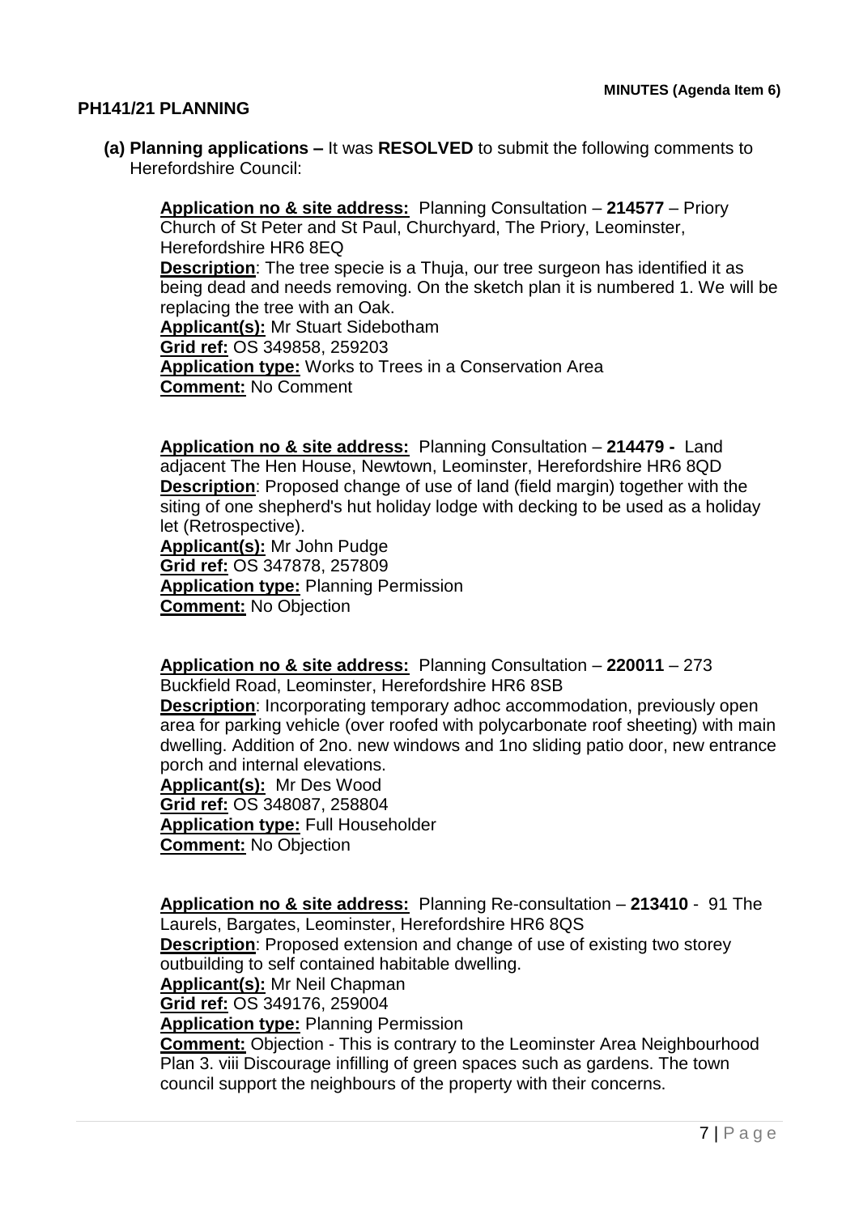**MINUTES (Agenda Item 6)**

## PH141/21 PLANNING

**(a) Planning applications –** It was **RESOLVED** to submit the following comments to Herefordshire Council:

**Application no & site address:** Planning Consultation – **214577** – Priory Church of St Peter and St Paul, Churchyard, The Priory, Leominster, Herefordshire HR6 8EQ
**Description**: The tree specie is a Thuja, our tree surgeon has identified it as being dead and needs removing. On the sketch plan it is numbered 1. We will be replacing the tree with an Oak.
**Applicant(s):** Mr Stuart Sidebotham
**Grid ref:** OS 349858, 259203
**Application type:** Works to Trees in a Conservation Area
**Comment:** No Comment

**Application no & site address:** Planning Consultation – **214479 -** Land adjacent The Hen House, Newtown, Leominster, Herefordshire HR6 8QD
**Description**: Proposed change of use of land (field margin) together with the siting of one shepherd's hut holiday lodge with decking to be used as a holiday let (Retrospective).
**Applicant(s):** Mr John Pudge
**Grid ref:** OS 347878, 257809
**Application type:** Planning Permission
**Comment:** No Objection

**Application no & site address:** Planning Consultation – **220011** – 273 Buckfield Road, Leominster, Herefordshire HR6 8SB
**Description**: Incorporating temporary adhoc accommodation, previously open area for parking vehicle (over roofed with polycarbonate roof sheeting) with main dwelling. Addition of 2no. new windows and 1no sliding patio door, new entrance porch and internal elevations.
**Applicant(s):** Mr Des Wood
**Grid ref:** OS 348087, 258804
**Application type:** Full Householder
**Comment:** No Objection

**Application no & site address:** Planning Re-consultation – **213410** - 91 The Laurels, Bargates, Leominster, Herefordshire HR6 8QS
**Description**: Proposed extension and change of use of existing two storey outbuilding to self contained habitable dwelling.
**Applicant(s):** Mr Neil Chapman
**Grid ref:** OS 349176, 259004
**Application type:** Planning Permission
**Comment:** Objection - This is contrary to the Leominster Area Neighbourhood Plan 3. viii Discourage infilling of green spaces such as gardens. The town council support the neighbours of the property with their concerns.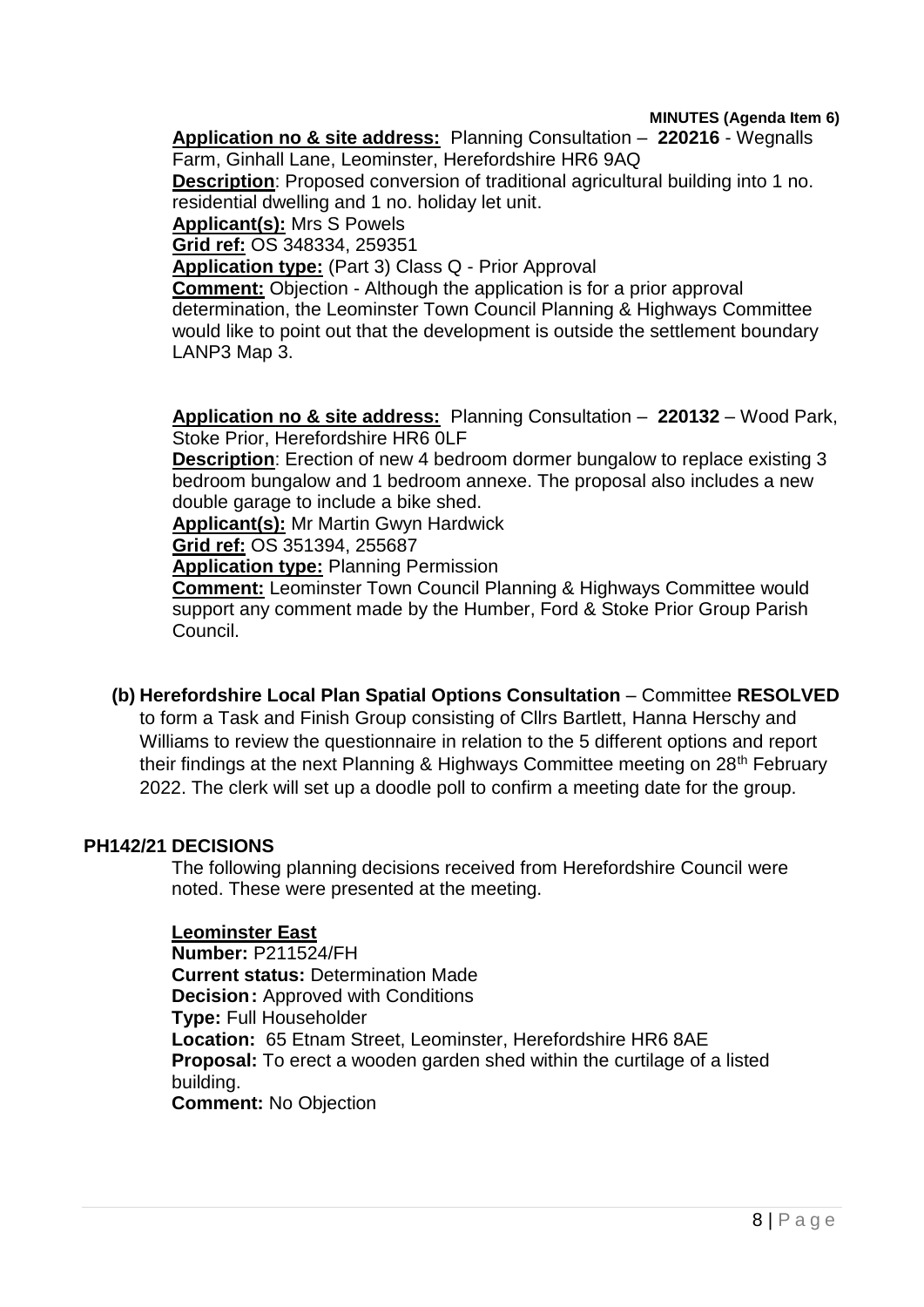**MINUTES (Agenda Item 6)**

**Application no & site address:** Planning Consultation – **220216** - Wegnalls Farm, Ginhall Lane, Leominster, Herefordshire HR6 9AQ
**Description**: Proposed conversion of traditional agricultural building into 1 no. residential dwelling and 1 no. holiday let unit.
**Applicant(s):** Mrs S Powels
**Grid ref:** OS 348334, 259351
**Application type:** (Part 3) Class Q - Prior Approval
**Comment:** Objection - Although the application is for a prior approval determination, the Leominster Town Council Planning & Highways Committee would like to point out that the development is outside the settlement boundary LANP3 Map 3.

**Application no & site address:** Planning Consultation – **220132** – Wood Park, Stoke Prior, Herefordshire HR6 0LF
**Description**: Erection of new 4 bedroom dormer bungalow to replace existing 3 bedroom bungalow and 1 bedroom annexe. The proposal also includes a new double garage to include a bike shed.
**Applicant(s):** Mr Martin Gwyn Hardwick
**Grid ref:** OS 351394, 255687
**Application type:** Planning Permission
**Comment:** Leominster Town Council Planning & Highways Committee would support any comment made by the Humber, Ford & Stoke Prior Group Parish Council.

**(b) Herefordshire Local Plan Spatial Options Consultation** – Committee **RESOLVED** to form a Task and Finish Group consisting of Cllrs Bartlett, Hanna Herschy and Williams to review the questionnaire in relation to the 5 different options and report their findings at the next Planning & Highways Committee meeting on 28th February 2022. The clerk will set up a doodle poll to confirm a meeting date for the group.

**PH142/21 DECISIONS**

The following planning decisions received from Herefordshire Council were noted. These were presented at the meeting.

**Leominster East**
**Number:** P211524/FH
**Current status:** Determination Made
**Decision:** Approved with Conditions
**Type:** Full Householder
**Location:** 65 Etnam Street, Leominster, Herefordshire HR6 8AE
**Proposal:** To erect a wooden garden shed within the curtilage of a listed building.
**Comment:** No Objection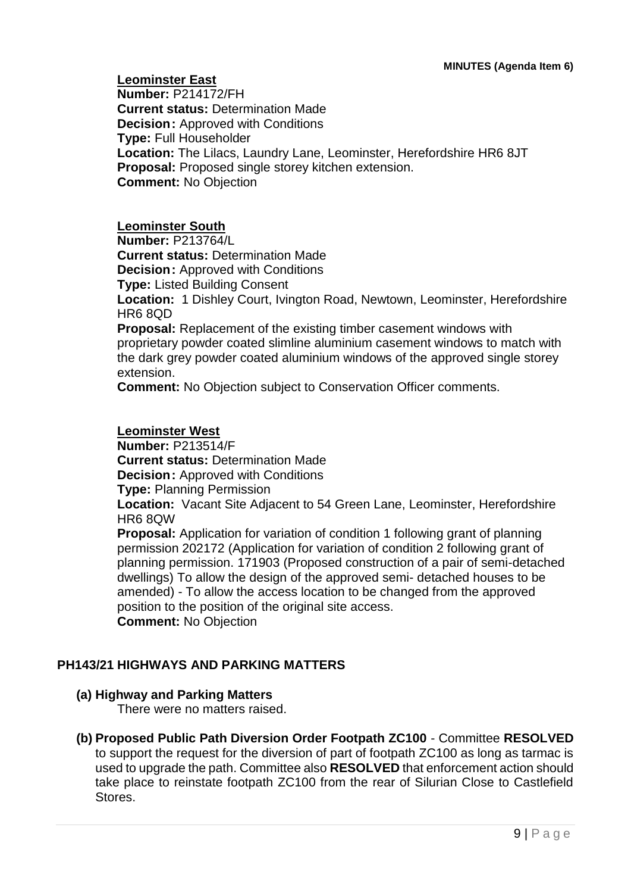**MINUTES (Agenda Item 6)**

**Leominster East**
**Number:** P214172/FH
**Current status:** Determination Made
**Decision:** Approved with Conditions
**Type:** Full Householder
**Location:** The Lilacs, Laundry Lane, Leominster, Herefordshire HR6 8JT
**Proposal:** Proposed single storey kitchen extension.
**Comment:** No Objection

**Leominster South**
**Number:** P213764/L
**Current status:** Determination Made
**Decision:** Approved with Conditions
**Type:** Listed Building Consent
**Location:** 1 Dishley Court, Ivington Road, Newtown, Leominster, Herefordshire HR6 8QD
**Proposal:** Replacement of the existing timber casement windows with proprietary powder coated slimline aluminium casement windows to match with the dark grey powder coated aluminium windows of the approved single storey extension.
**Comment:** No Objection subject to Conservation Officer comments.

**Leominster West**
**Number:** P213514/F
**Current status:** Determination Made
**Decision:** Approved with Conditions
**Type:** Planning Permission
**Location:** Vacant Site Adjacent to 54 Green Lane, Leominster, Herefordshire HR6 8QW
**Proposal:** Application for variation of condition 1 following grant of planning permission 202172 (Application for variation of condition 2 following grant of planning permission. 171903 (Proposed construction of a pair of semi-detached dwellings) To allow the design of the approved semi- detached houses to be amended) - To allow the access location to be changed from the approved position to the position of the original site access.
**Comment:** No Objection

## PH143/21 HIGHWAYS AND PARKING MATTERS

**(a) Highway and Parking Matters**
There were no matters raised.

**(b) Proposed Public Path Diversion Order Footpath ZC100** - Committee **RESOLVED** to support the request for the diversion of part of footpath ZC100 as long as tarmac is used to upgrade the path. Committee also **RESOLVED** that enforcement action should take place to reinstate footpath ZC100 from the rear of Silurian Close to Castlefield Stores.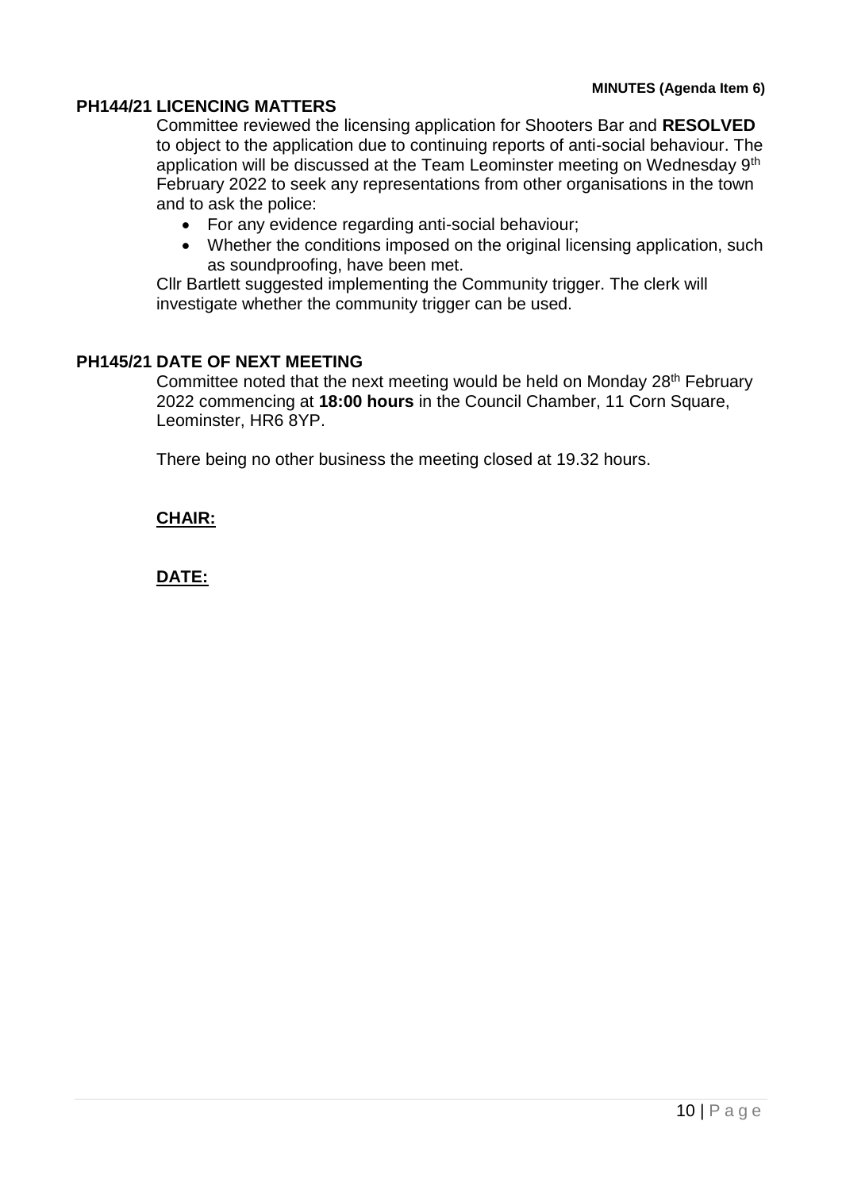**MINUTES (Agenda Item 6)**

**PH144/21 LICENCING MATTERS**

Committee reviewed the licensing application for Shooters Bar and **RESOLVED** to object to the application due to continuing reports of anti-social behaviour. The application will be discussed at the Team Leominster meeting on Wednesday 9th February 2022 to seek any representations from other organisations in the town and to ask the police:

- For any evidence regarding anti-social behaviour;
- Whether the conditions imposed on the original licensing application, such as soundproofing, have been met.

Cllr Bartlett suggested implementing the Community trigger. The clerk will investigate whether the community trigger can be used.

**PH145/21 DATE OF NEXT MEETING**

Committee noted that the next meeting would be held on Monday 28th February 2022 commencing at **18:00 hours** in the Council Chamber, 11 Corn Square, Leominster, HR6 8YP.

There being no other business the meeting closed at 19.32 hours.

**CHAIR:**

**DATE:**